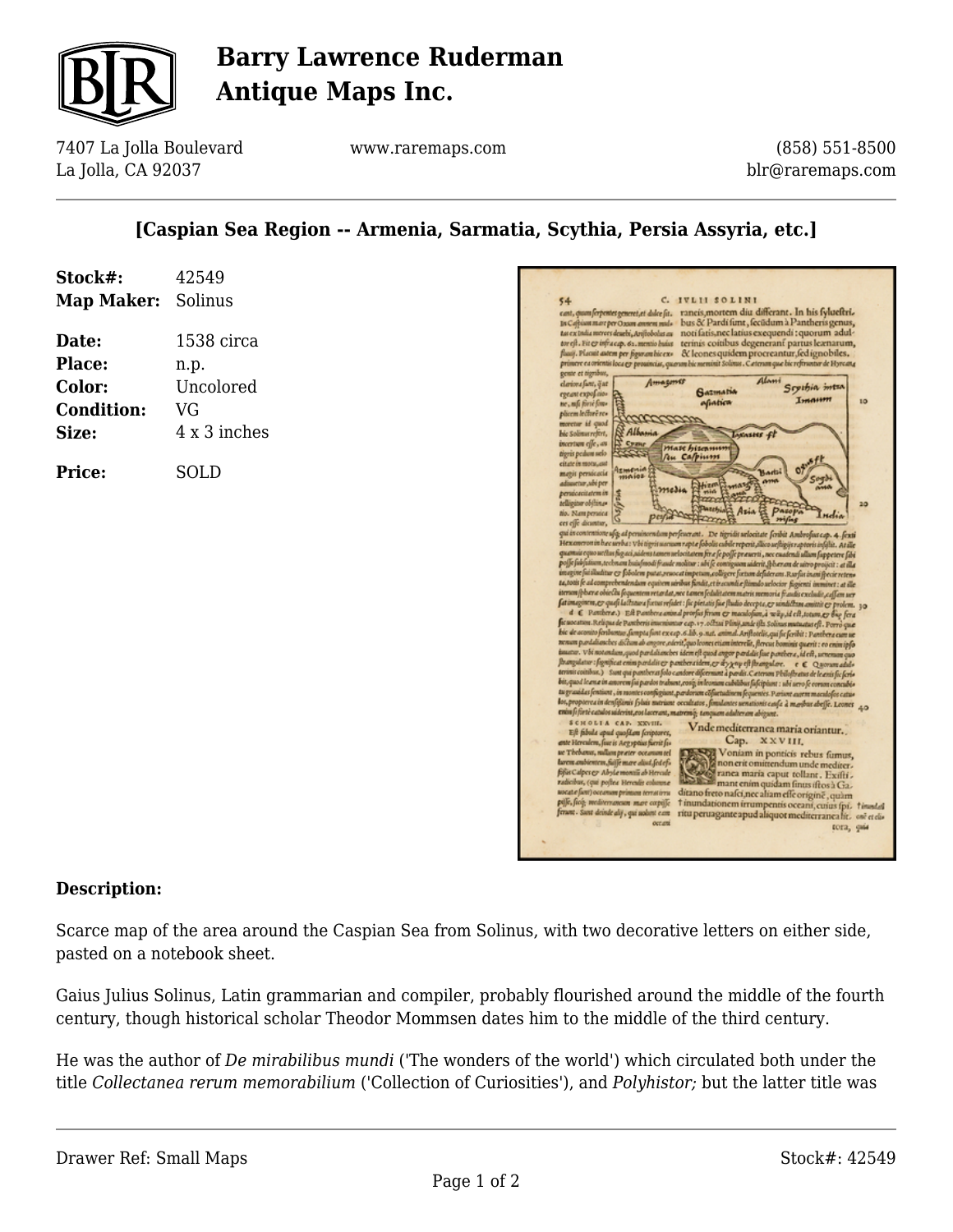# Barry Lawrence Ruderman Antique Maps Inc.

7407 La Jolla Boulevard
La Jolla, CA 92037

www.raremaps.com

(858) 551-8500
blr@raremaps.com

## [Caspian Sea Region -- Armenia, Sarmatia, Scythia, Persia Assyria, etc.]

**Stock#:** 42549
**Map Maker:** Solinus

**Date:** 1538 circa
**Place:** n.p.
**Color:** Uncolored
**Condition:** VG
**Size:** 4 x 3 inches

**Price:** SOLD

### Description:

Scarce map of the area around the Caspian Sea from Solinus, with two decorative letters on either side, pasted on a notebook sheet.

Gaius Julius Solinus, Latin grammarian and compiler, probably flourished around the middle of the fourth century, though historical scholar Theodor Mommsen dates him to the middle of the third century.

He was the author of *De mirabilibus mundi* ('The wonders of the world') which circulated both under the title *Collectanea rerum memorabilium* ('Collection of Curiosities'), and *Polyhistor;* but the latter title was

Drawer Ref: Small Maps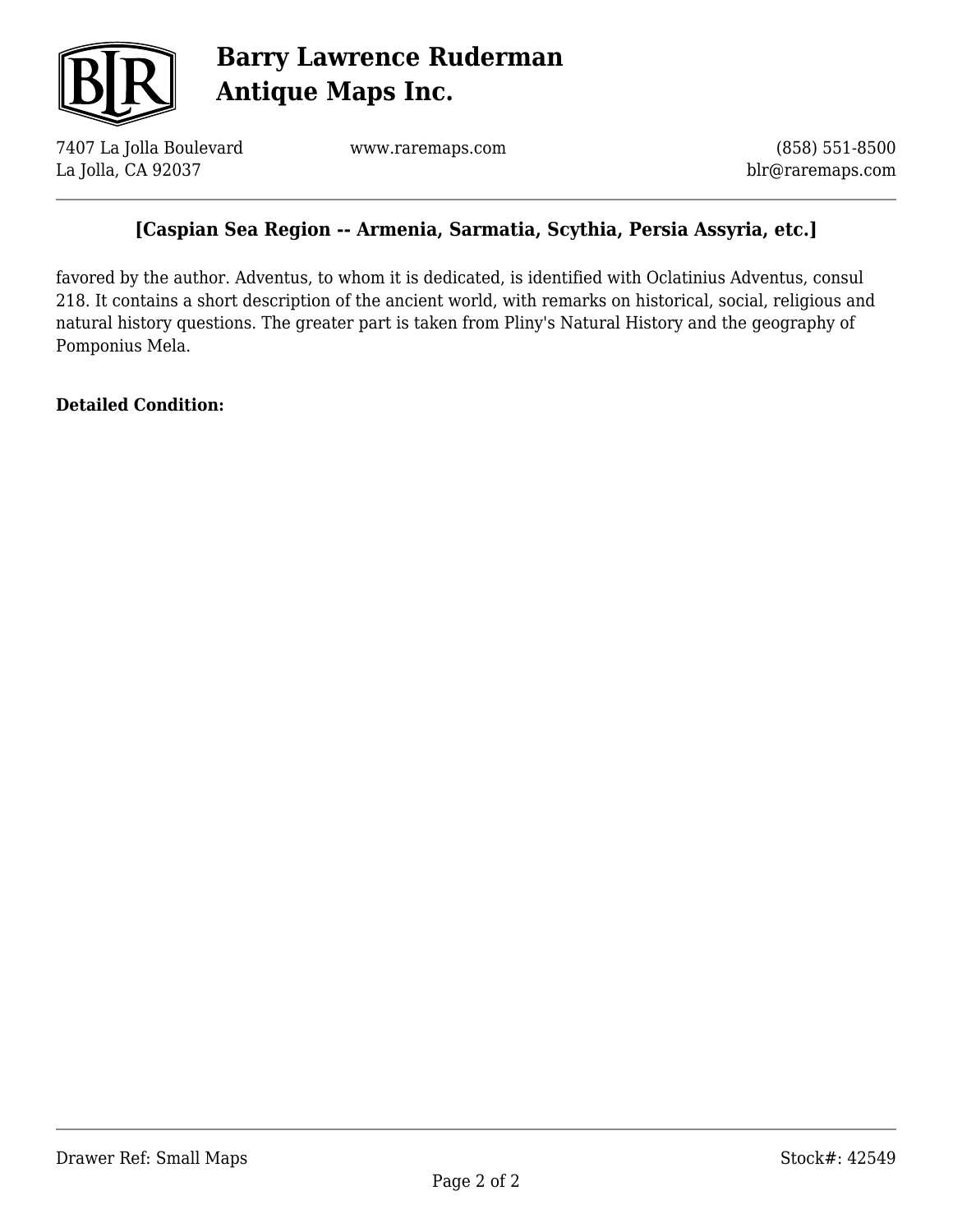favored by the author. Adventus, to whom it is dedicated, is identified with Oclatinius Adventus, consul 218. It contains a short description of the ancient world, with remarks on historical, social, religious and natural history questions. The greater part is taken from Pliny's Natural History and the geography of Pomponius Mela.

**Detailed Condition:**